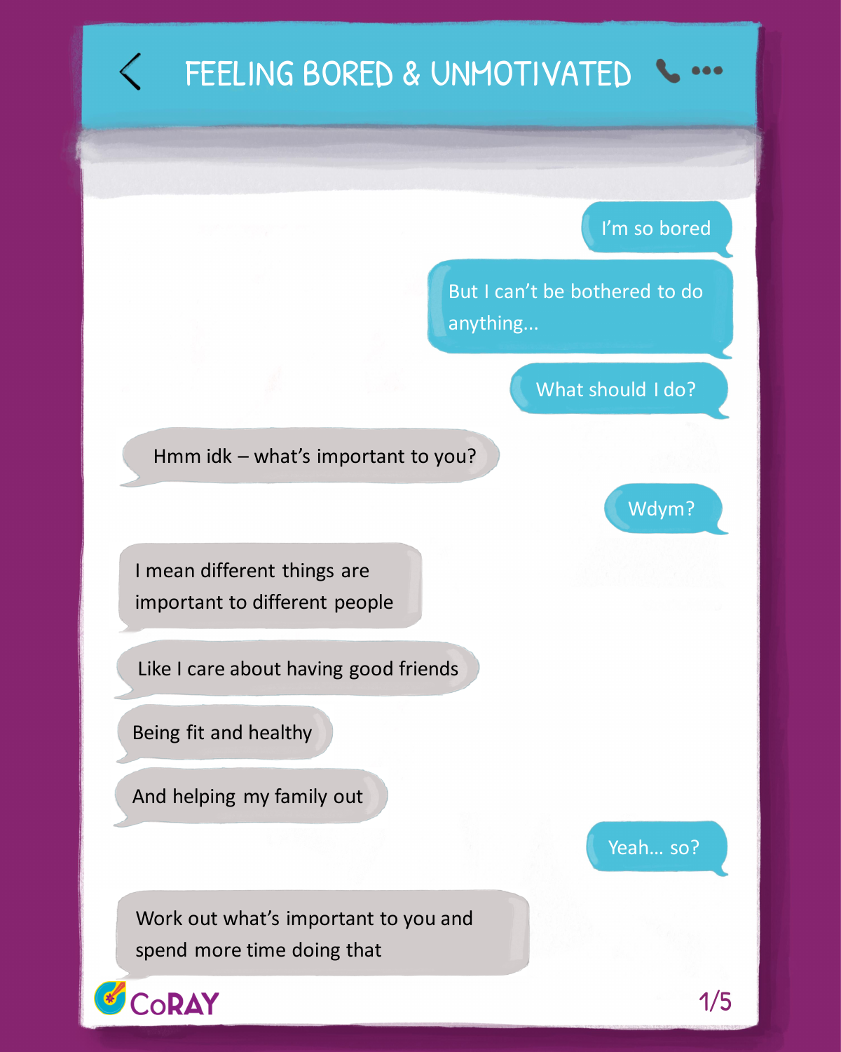# FEELING BORED & UNMOTIVATED

I'm so bored

But I can't be bothered to do anything...

What should I do?

Hmm idk – what's important to you?

Wdym?

I mean different things are important to different people

Like I care about having good friends

Being fit and healthy

And helping my family out

Yeah... so?

Work out what's important to you and spend more time doing that

CoRAY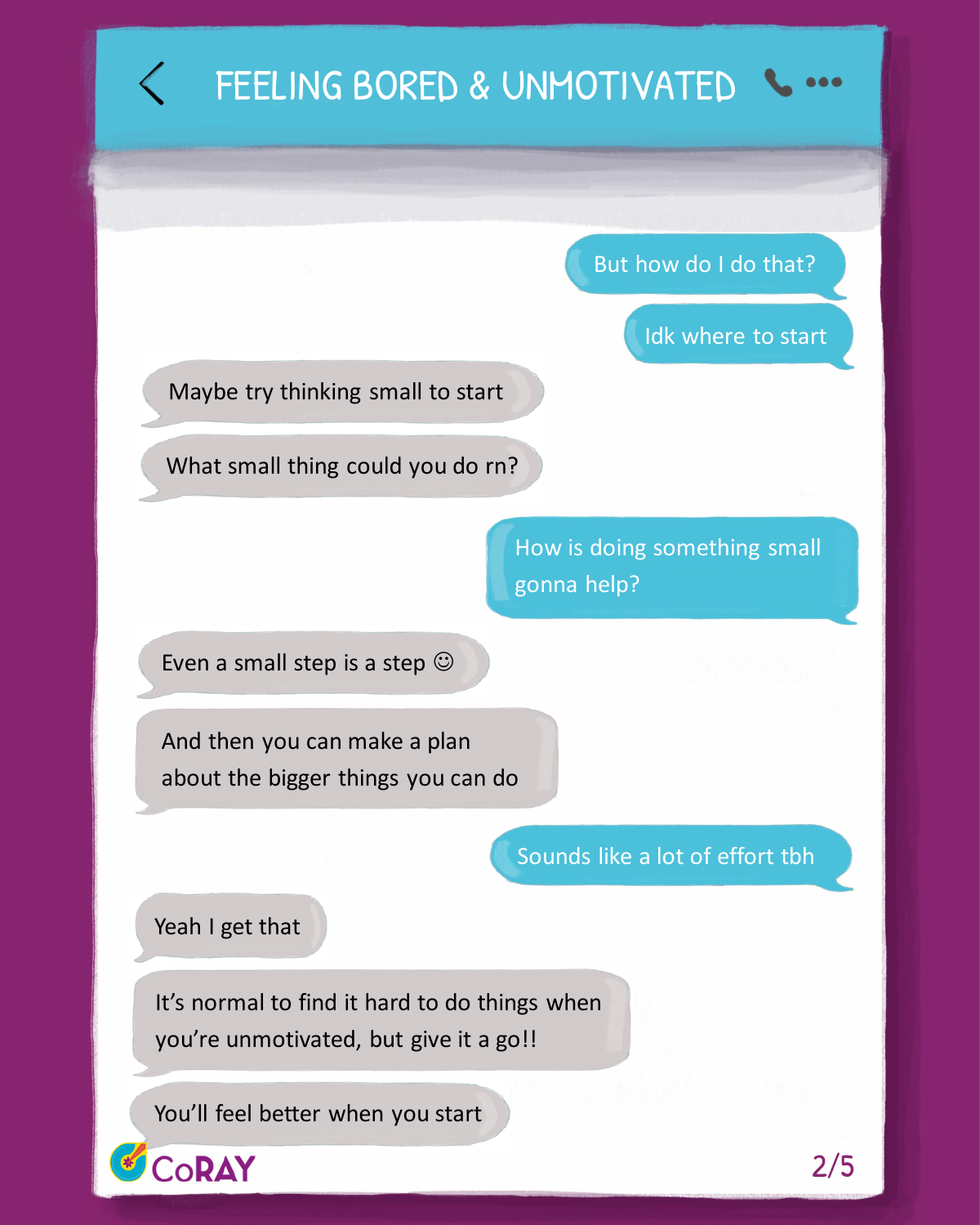# FEELING BORED & UNMOTIVATED

But how do I do that?

Idk where to start

Maybe try thinking small to start

What small thing could you do rn?

How is doing something small gonna help?

Even a small step is a step ☺

And then you can make a plan about the bigger things you can do

Sounds like a lot of effort tbh

Yeah I get that

It's normal to find it hard to do things when you're unmotivated, but give it a go!!

You'll feel better when you start

CoRAY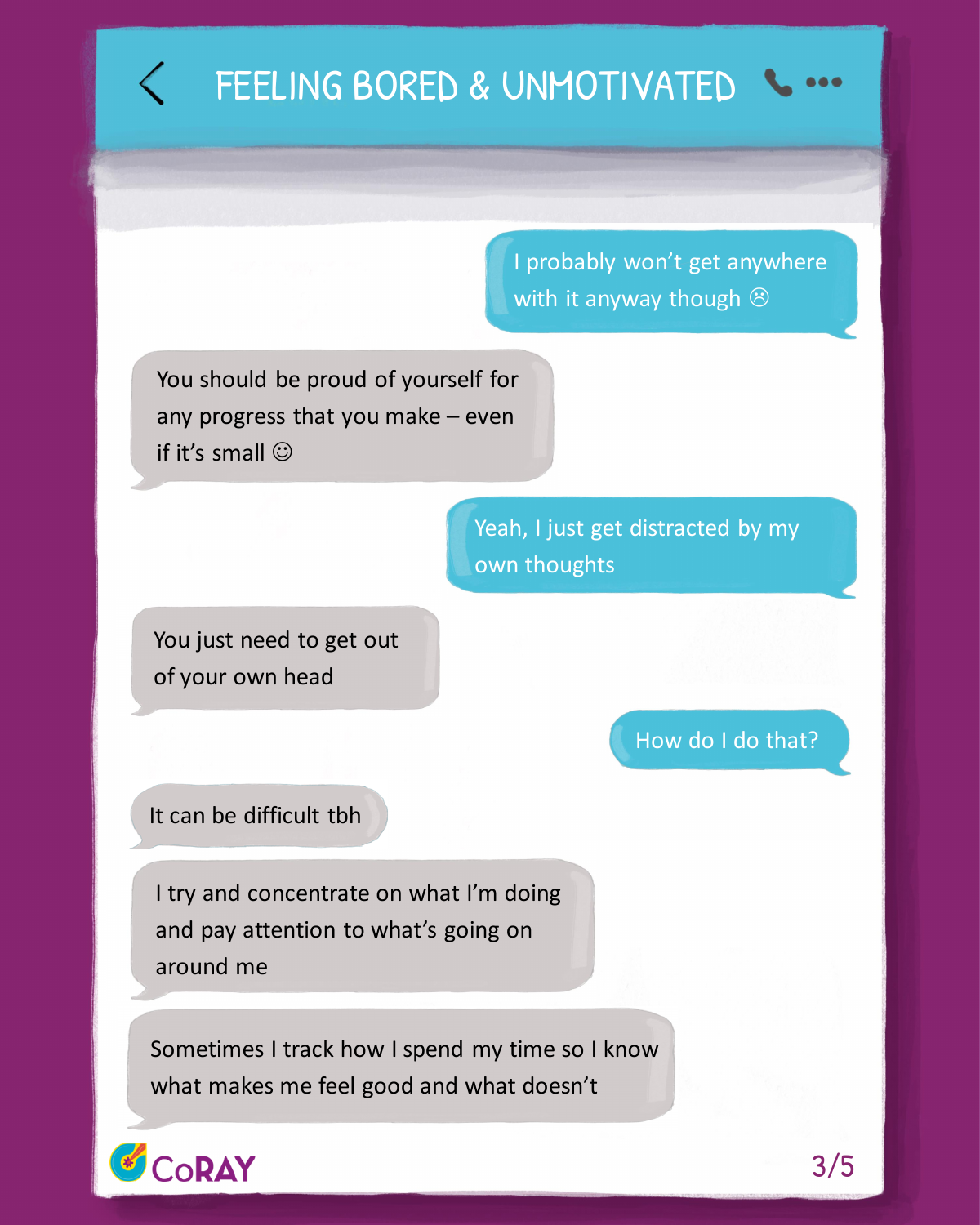# FEELING BORED & UNMOTIVATED

I probably won't get anywhere with it anyway though ☹

You should be proud of yourself for any progress that you make – even if it's small ☺

Yeah, I just get distracted by my own thoughts

You just need to get out of your own head

How do I do that?

It can be difficult tbh

I try and concentrate on what I'm doing and pay attention to what's going on around me

Sometimes I track how I spend my time so I know what makes me feel good and what doesn't

CoRAY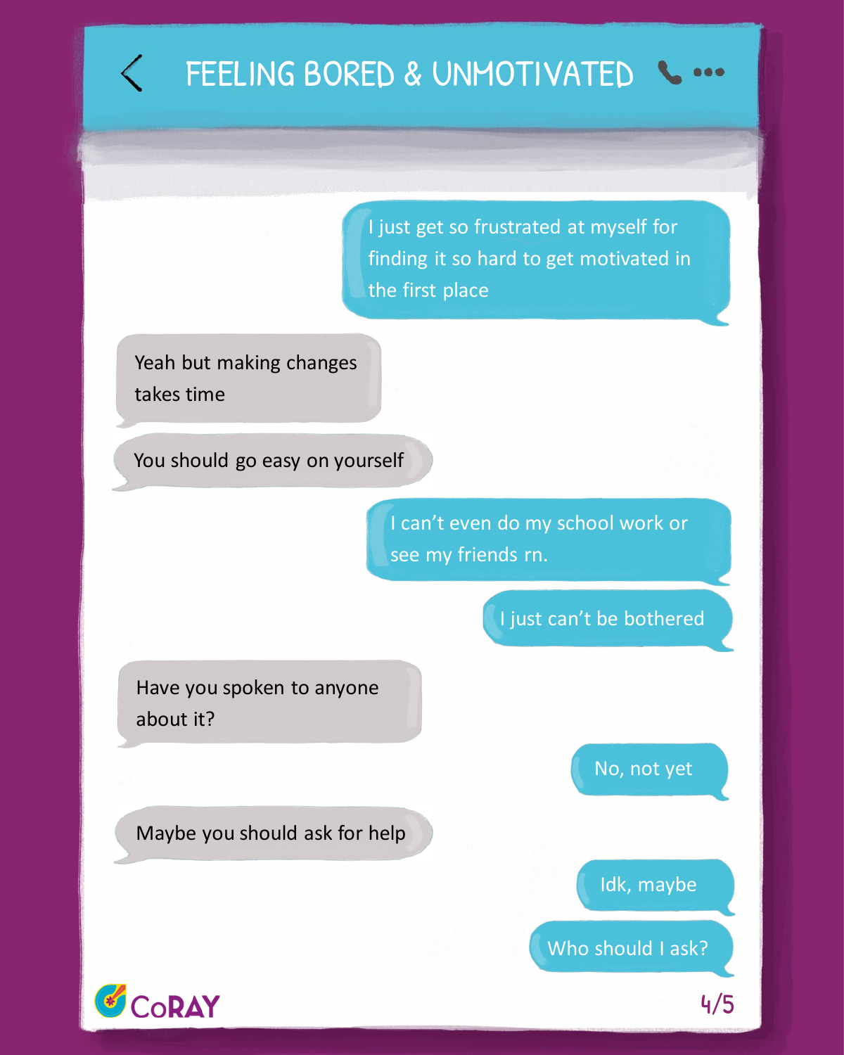# FEELING BORED & UNMOTIVATED

I just get so frustrated at myself for finding it so hard to get motivated in the first place

Yeah but making changes takes time

You should go easy on yourself

I can't even do my school work or see my friends rn.

I just can't be bothered

Have you spoken to anyone about it?

No, not yet

Maybe you should ask for help

Idk, maybe

Who should I ask?

CoRAY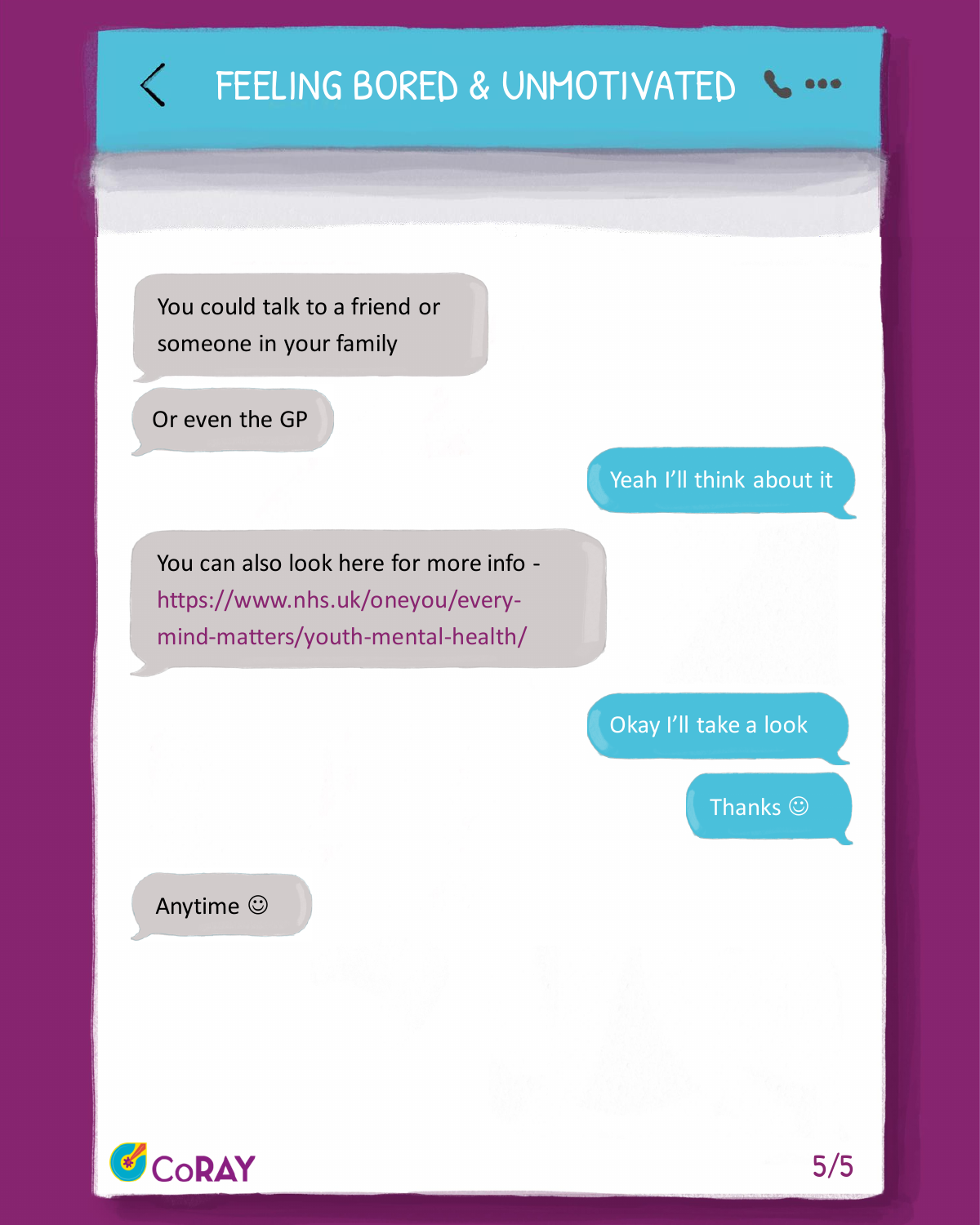# FEELING BORED & UNMOTIVATED

You could talk to a friend or someone in your family

Or even the GP

Yeah I'll think about it

You can also look here for more info - https://www.nhs.uk/oneyou/every-mind-matters/youth-mental-health/

Okay I'll take a look

Thanks ☺

Anytime ☺

CoRAY